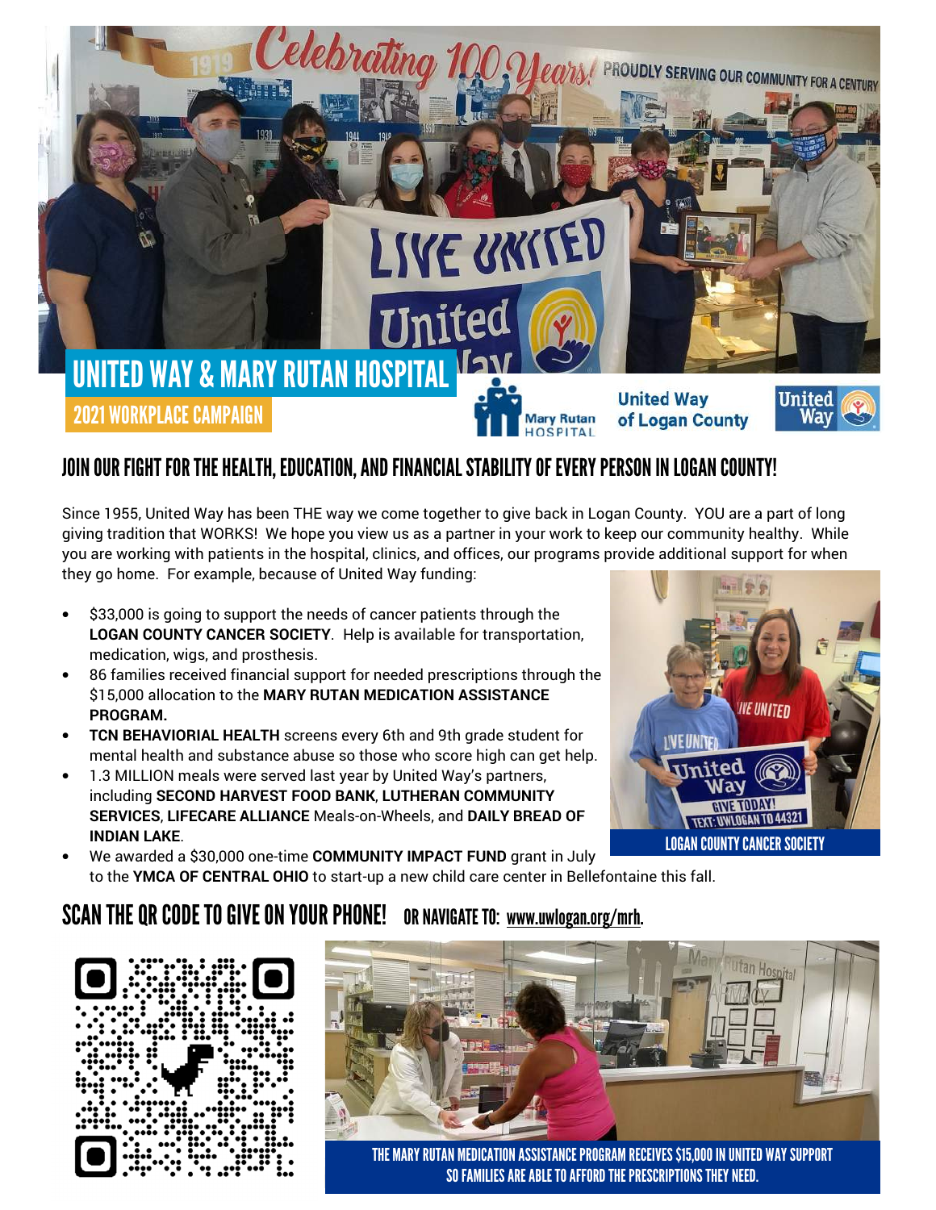# UNITED WAY & MARY RUTAN HOSPITAL

## 2021 WORKPLACE CAMPAIGN

Mary Rutan HOSPITAL | United Way of Logan County | United Way

## JOIN OUR FIGHT FOR THE HEALTH, EDUCATION, AND FINANCIAL STABILITY OF EVERY PERSON IN LOGAN COUNTY!

Since 1955, United Way has been THE way we come together to give back in Logan County. YOU are a part of long giving tradition that WORKS! We hope you view us as a partner in your work to keep our community healthy. While you are working with patients in the hospital, clinics, and offices, our programs provide additional support for when they go home. For example, because of United Way funding:

- $33,000 is going to support the needs of cancer patients through the **LOGAN COUNTY CANCER SOCIETY**. Help is available for transportation, medication, wigs, and prosthesis.
- 86 families received financial support for needed prescriptions through the $15,000 allocation to the **MARY RUTAN MEDICATION ASSISTANCE PROGRAM.**
- **TCN BEHAVIORIAL HEALTH** screens every 6th and 9th grade student for mental health and substance abuse so those who score high can get help.
- 1.3 MILLION meals were served last year by United Way's partners, including **SECOND HARVEST FOOD BANK**, **LUTHERAN COMMUNITY SERVICES**, **LIFECARE ALLIANCE** Meals-on-Wheels, and **DAILY BREAD OF INDIAN LAKE**.
- We awarded a $30,000 one-time **COMMUNITY IMPACT FUND** grant in July to the **YMCA OF CENTRAL OHIO** to start-up a new child care center in Bellefontaine this fall.

LOGAN COUNTY CANCER SOCIETY

## SCAN THE QR CODE TO GIVE ON YOUR PHONE! OR NAVIGATE TO: www.uwlogan.org/mrh.

THE MARY RUTAN MEDICATION ASSISTANCE PROGRAM RECEIVES $15,000 IN UNITED WAY SUPPORT SO FAMILIES ARE ABLE TO AFFORD THE PRESCRIPTIONS THEY NEED.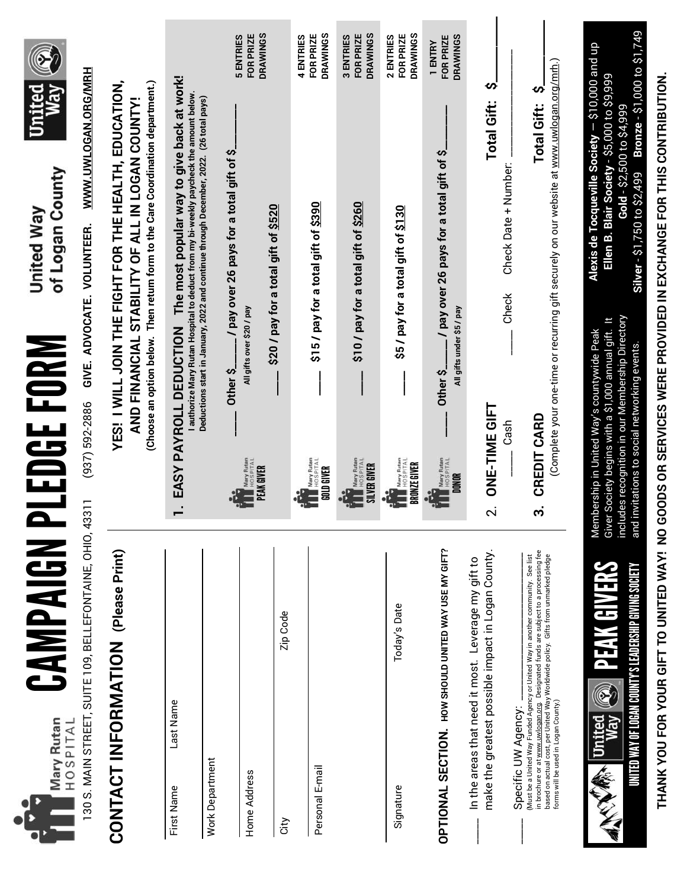Mary Rutan HOSPITAL

# CAMPAIGN PLEDGE FORM

130 S. MAIN STREET, SUITE 109, BELLEFONTAINE, OHIO, 43311 (937) 592-2886 GIVE. ADVOCATE. VOLUNTEER. WWW.UWLOGAN.ORG/MRH

United Way of Logan County

## CONTACT INFORMATION (Please Print)

First Name ______ Last Name ______

Work Department ______

Home Address ______

City ______ Zip Code ______

Personal E-mail ______

Signature ______ Today's Date ______

## YES! I WILL JOIN THE FIGHT FOR THE HEALTH, EDUCATION, AND FINANCIAL STABILITY OF ALL IN LOGAN COUNTY!

**(Choose an option below. Then return form to the Care Coordination department.)**

### 1. EASY PAYROLL DEDUCTION

**The most popular way to give back at work!**

I authorize Mary Rutan Hospital to deduct from my bi-weekly paycheck the amount below. Deductions start in January, 2022 and continue through December, 2022. (26 total pays)

| | | |
|---|---|---|
| Mary Rutan Hospital PEAK GIVER | ____ Other $____ / pay over 26 pays for a total gift of $______ (All gifts over $20 / pay)<br>____ $20 / pay for a total gift of $520 | 5 ENTRIES FOR PRIZE DRAWINGS |
| Mary Rutan Hospital GOLD GIVER | ____ $15 / pay for a total gift of $390 | 4 ENTRIES FOR PRIZE DRAWINGS |
| Mary Rutan Hospital SILVER GIVER | ____ $10 / pay for a total gift of $260 | 3 ENTRIES FOR PRIZE DRAWINGS |
| Mary Rutan Hospital BRONZE GIVER | ____ $5 / pay for a total gift of $130 | 2 ENTRIES FOR PRIZE DRAWINGS |
| Mary Rutan Hospital DONOR | ____ Other $____ / pay over 26 pays for a total gift of $______ (All gifts under $5 / pay) | 1 ENTRY FOR PRIZE DRAWINGS |

### 2. ONE-TIME GIFT

____ Cash ____ Check Check Date + Number: ______

**Total Gift: $______**

### 3. CREDIT CARD

(Complete your one-time or recurring gift securely on our website at www.uwlogan.org/mrh.)

**Total Gift: $______**

## OPTIONAL SECTION. HOW SHOULD UNITED WAY USE MY GIFT?

____ In the areas that need it most. Leverage my gift to make the greatest possible impact in Logan County.

____ Specific UW Agency: ______

(Must be a United Way Funded Agency or United Way in another community. See list in brochure or at www.uwlogan.org. Designated funds are subject to a processing fee based on actual cost, per United Way Worldwide policy. Gifts from unmarked pledge forms will be used in Logan County.)

**PEAK GIVERS**

UNITED WAY OF LOGAN COUNTY'S LEADERSHIP GIVING SOCIETY

Membership in United Way's countywide Peak Giver Society begins with a $1,000 annual gift. It includes recognition in our Membership Directory and invitations to social networking events.

**Alexis de Tocqueville Society** — $10,000 and up
**Ellen B. Blair Society** - $5,000 to $9,999
**Gold** - $2,500 to $4,999
**Silver** - $1,750 to $2,499 **Bronze** - $1,000 to $1,749

**THANK YOU FOR YOUR GIFT TO UNITED WAY! NO GOODS OR SERVICES WERE PROVIDED IN EXCHANGE FOR THIS CONTRIBUTION.**